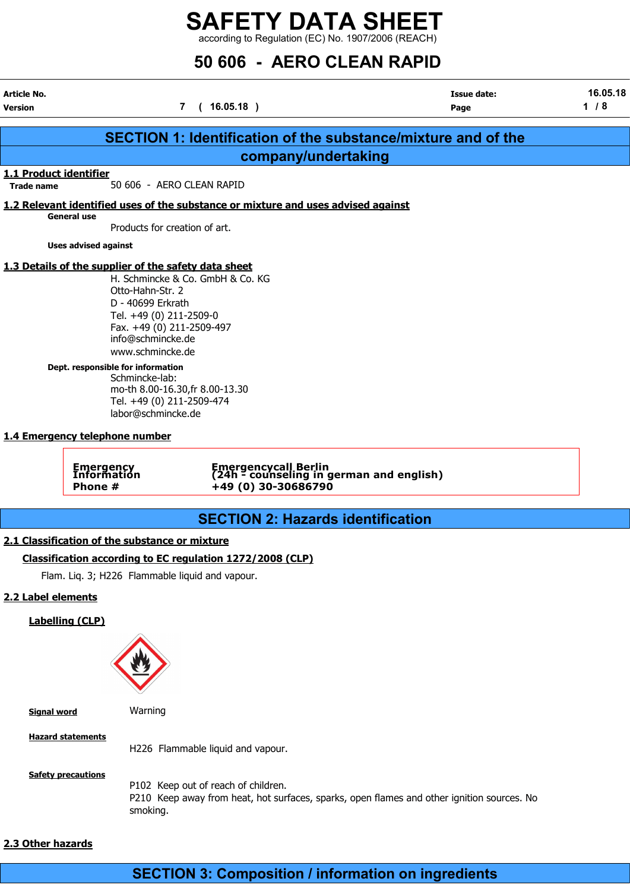# SAFETY DATA SHEET

according to Regulation (EC) No. 1907/2006 (REACH)

# 50 606 - AERO CLEAN RAPID

| Article No. | | Issue date: | 16.05.18 |
|---|---|---|---|
| Version | 7 ( 16.05.18 ) | | |

## SECTION 1: Identification of the substance/mixture and of the company/undertaking

### 1.1 Product identifier

**Trade name** 50 606 - AERO CLEAN RAPID

### 1.2 Relevant identified uses of the substance or mixture and uses advised against

**General use**

Products for creation of art.

**Uses advised against**

### 1.3 Details of the supplier of the safety data sheet

H. Schmincke & Co. GmbH & Co. KG
Otto-Hahn-Str. 2
D - 40699 Erkrath
Tel. +49 (0) 211-2509-0
Fax. +49 (0) 211-2509-497
info@schmincke.de
www.schmincke.de

**Dept. responsible for information**

Schmincke-lab:
mo-th 8.00-16.30,fr 8.00-13.30
Tel. +49 (0) 211-2509-474
labor@schmincke.de

### 1.4 Emergency telephone number

| | |
|---|---|
| **Emergency Information** | **Emergencycall Berlin (24h - counseling in german and english)** |
| **Phone #** | **+49 (0) 30-30686790** |

## SECTION 2: Hazards identification

### 2.1 Classification of the substance or mixture

**Classification according to EC regulation 1272/2008 (CLP)**

Flam. Liq. 3; H226 Flammable liquid and vapour.

### 2.2 Label elements

**Labelling (CLP)**

**Signal word** Warning

**Hazard statements**

H226 Flammable liquid and vapour.

**Safety precautions**

P102 Keep out of reach of children.
P210 Keep away from heat, hot surfaces, sparks, open flames and other ignition sources. No smoking.

### 2.3 Other hazards

## SECTION 3: Composition / information on ingredients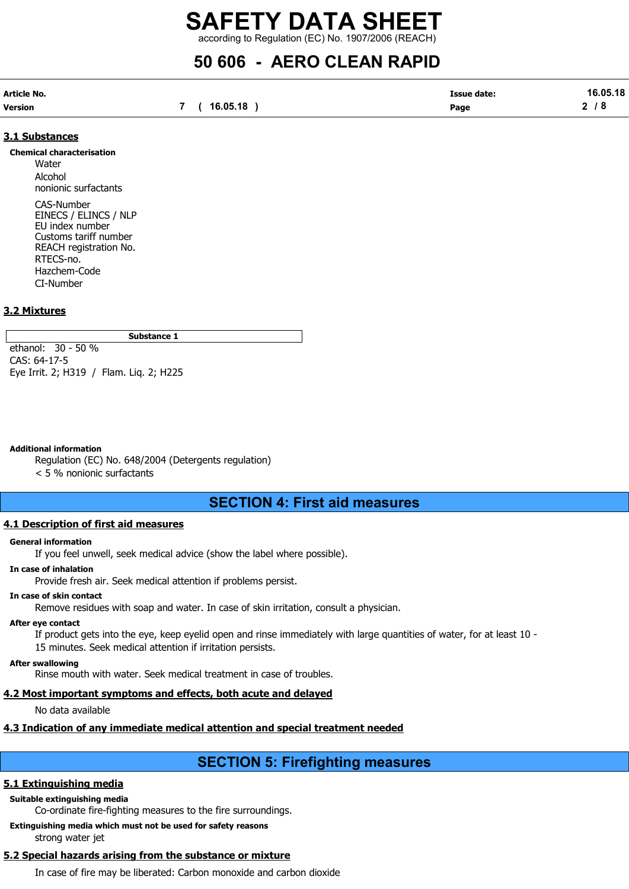### 3.1 Substances

**Chemical characterisation**

Water
Alcohol
nonionic surfactants

CAS-Number
EINECS / ELINCS / NLP
EU index number
Customs tariff number
REACH registration No.
RTECS-no.
Hazchem-Code
CI-Number

### 3.2 Mixtures

| Substance 1 |
|---|
| ethanol: 30 - 50 %<br>CAS: 64-17-5<br>Eye Irrit. 2; H319 / Flam. Liq. 2; H225 |

**Additional information**

Regulation (EC) No. 648/2004 (Detergents regulation)
< 5 % nonionic surfactants

## SECTION 4: First aid measures

### 4.1 Description of first aid measures

**General information**

If you feel unwell, seek medical advice (show the label where possible).

**In case of inhalation**

Provide fresh air. Seek medical attention if problems persist.

**In case of skin contact**

Remove residues with soap and water. In case of skin irritation, consult a physician.

**After eye contact**

If product gets into the eye, keep eyelid open and rinse immediately with large quantities of water, for at least 10 - 15 minutes. Seek medical attention if irritation persists.

**After swallowing**

Rinse mouth with water. Seek medical treatment in case of troubles.

### 4.2 Most important symptoms and effects, both acute and delayed

No data available

### 4.3 Indication of any immediate medical attention and special treatment needed

## SECTION 5: Firefighting measures

### 5.1 Extinguishing media

**Suitable extinguishing media**

Co-ordinate fire-fighting measures to the fire surroundings.

**Extinguishing media which must not be used for safety reasons**

strong water jet

### 5.2 Special hazards arising from the substance or mixture

In case of fire may be liberated: Carbon monoxide and carbon dioxide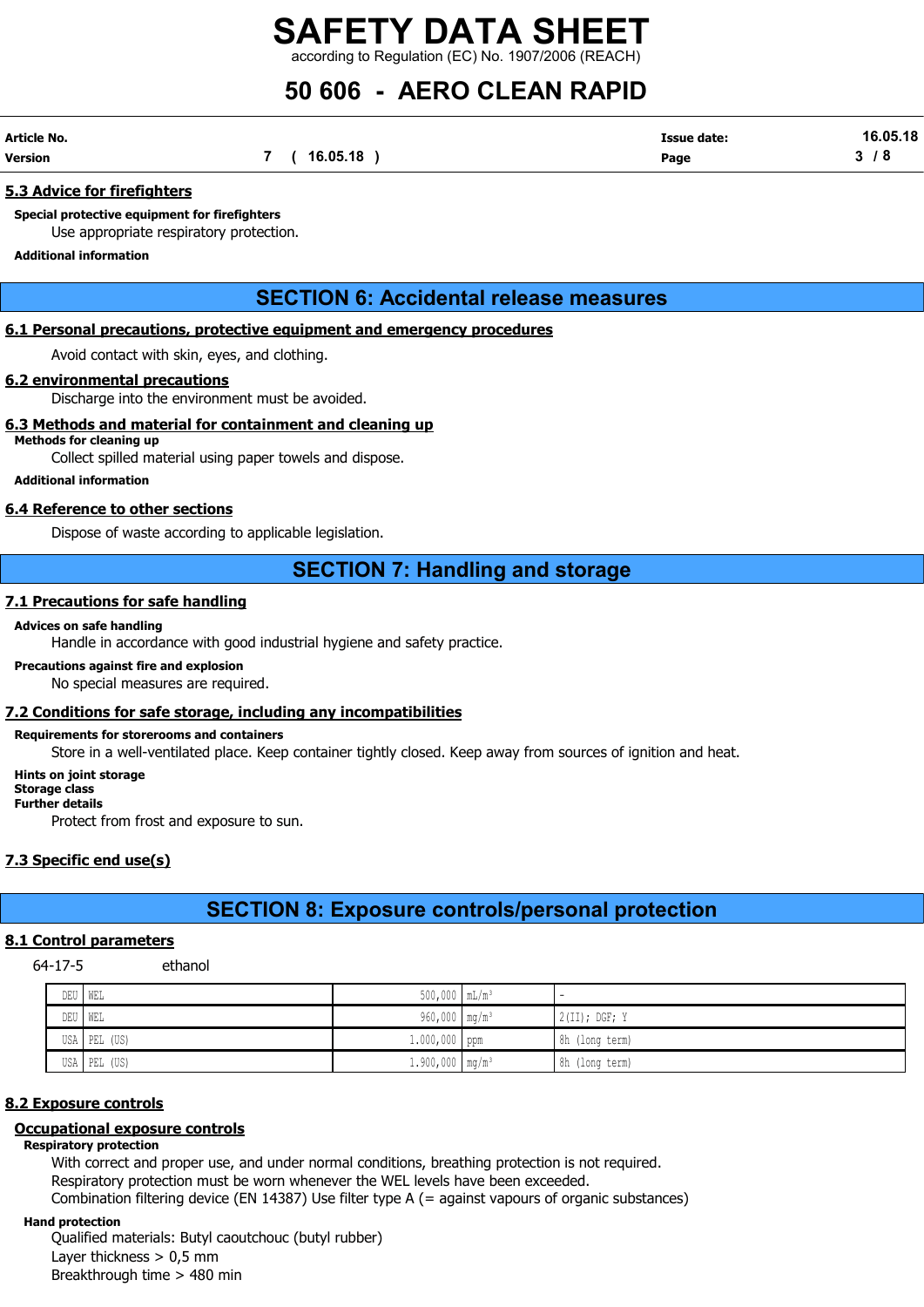### 5.3 Advice for firefighters

**Special protective equipment for firefighters**

Use appropriate respiratory protection.

**Additional information**

## SECTION 6: Accidental release measures

### 6.1 Personal precautions, protective equipment and emergency procedures

Avoid contact with skin, eyes, and clothing.

### 6.2 environmental precautions

Discharge into the environment must be avoided.

### 6.3 Methods and material for containment and cleaning up

**Methods for cleaning up**

Collect spilled material using paper towels and dispose.

**Additional information**

### 6.4 Reference to other sections

Dispose of waste according to applicable legislation.

## SECTION 7: Handling and storage

### 7.1 Precautions for safe handling

**Advices on safe handling**

Handle in accordance with good industrial hygiene and safety practice.

**Precautions against fire and explosion**

No special measures are required.

### 7.2 Conditions for safe storage, including any incompatibilities

**Requirements for storerooms and containers**

Store in a well-ventilated place. Keep container tightly closed. Keep away from sources of ignition and heat.

**Hints on joint storage**

**Storage class**

**Further details**

Protect from frost and exposure to sun.

### 7.3 Specific end use(s)

## SECTION 8: Exposure controls/personal protection

### 8.1 Control parameters

64-17-5 ethanol

| | | | | |
|---|---|---|---|---|
| DEU | WEL | 500,000 | mL/m³ | - |
| DEU | WEL | 960,000 | mg/m³ | 2(II); DGF; Y |
| USA | PEL (US) | 1.000,000 | ppm | 8h (long term) |
| USA | PEL (US) | 1.900,000 | mg/m³ | 8h (long term) |

### 8.2 Exposure controls

#### Occupational exposure controls

**Respiratory protection**

With correct and proper use, and under normal conditions, breathing protection is not required.
Respiratory protection must be worn whenever the WEL levels have been exceeded.
Combination filtering device (EN 14387) Use filter type A (= against vapours of organic substances)

**Hand protection**

Qualified materials: Butyl caoutchouc (butyl rubber)
Layer thickness > 0,5 mm
Breakthrough time > 480 min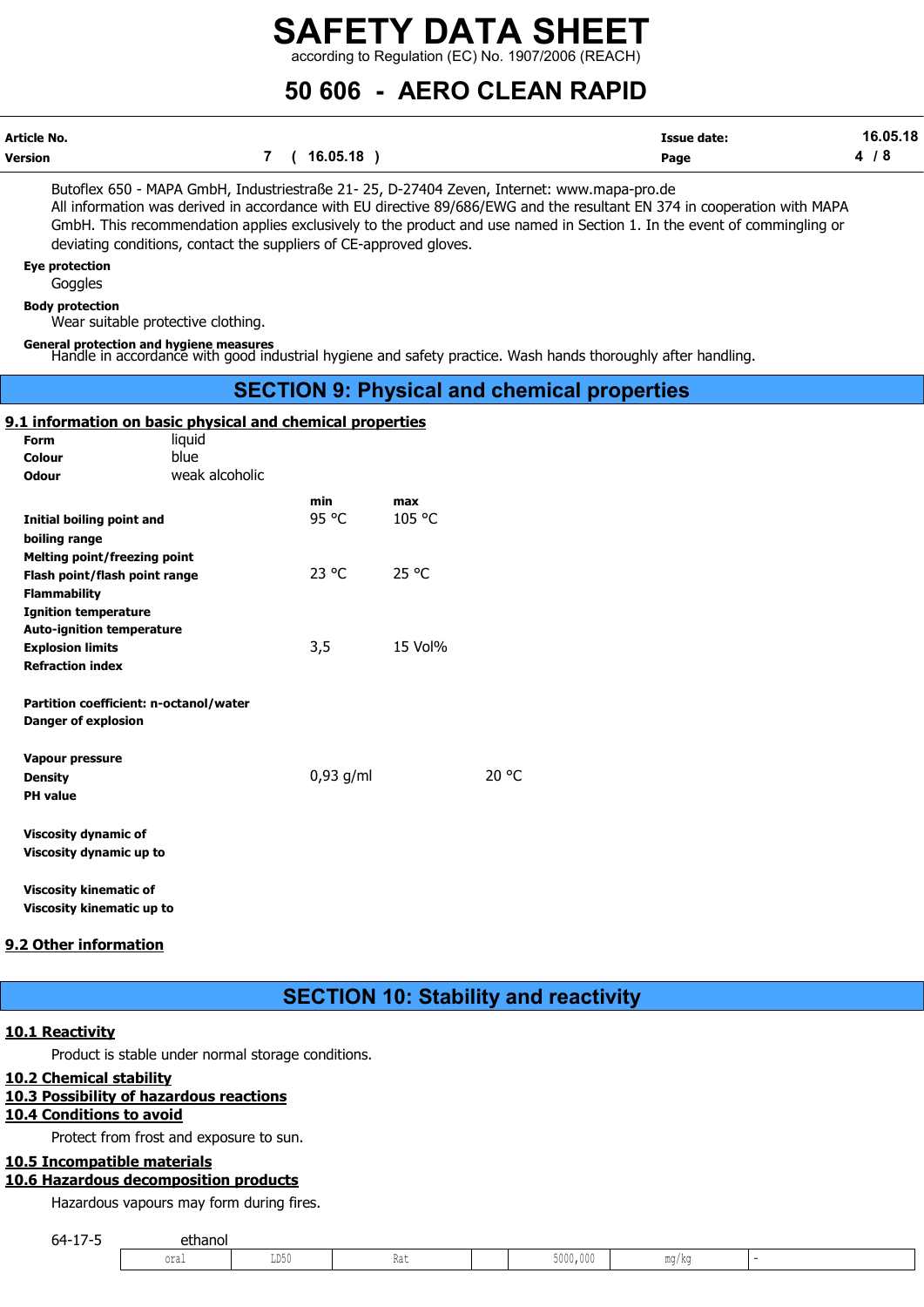Butoflex 650 - MAPA GmbH, Industriestraße 21- 25, D-27404 Zeven, Internet: www.mapa-pro.de
All information was derived in accordance with EU directive 89/686/EWG and the resultant EN 374 in cooperation with MAPA GmbH. This recommendation applies exclusively to the product and use named in Section 1. In the event of commingling or deviating conditions, contact the suppliers of CE-approved gloves.

**Eye protection**

Goggles

**Body protection**

Wear suitable protective clothing.

**General protection and hygiene measures**

Handle in accordance with good industrial hygiene and safety practice. Wash hands thoroughly after handling.

## SECTION 9: Physical and chemical properties

### 9.1 information on basic physical and chemical properties

| | |
|---|---|
| **Form** | liquid |
| **Colour** | blue |
| **Odour** | weak alcoholic |

| | min | max | |
|---|---|---|---|
| **Initial boiling point and boiling range** | 95 °C | 105 °C | |
| **Melting point/freezing point** | | | |
| **Flash point/flash point range** | 23 °C | 25 °C | |
| **Flammability** | | | |
| **Ignition temperature** | | | |
| **Auto-ignition temperature** | | | |
| **Explosion limits** | 3,5 | 15 Vol% | |
| **Refraction index** | | | |
| **Partition coefficient: n-octanol/water** | | | |
| **Danger of explosion** | | | |
| **Vapour pressure** | | | |
| **Density** | 0,93 g/ml | | 20 °C |
| **PH value** | | | |
| **Viscosity dynamic of** | | | |
| **Viscosity dynamic up to** | | | |
| **Viscosity kinematic of** | | | |
| **Viscosity kinematic up to** | | | |

### 9.2 Other information

## SECTION 10: Stability and reactivity

### 10.1 Reactivity

Product is stable under normal storage conditions.

### 10.2 Chemical stability

### 10.3 Possibility of hazardous reactions

### 10.4 Conditions to avoid

Protect from frost and exposure to sun.

### 10.5 Incompatible materials

### 10.6 Hazardous decomposition products

Hazardous vapours may form during fires.

64-17-5 ethanol

| | | | | | | |
|---|---|---|---|---|---|---|
| oral | LD50 | Rat | | 5000,000 | mg/kg | - |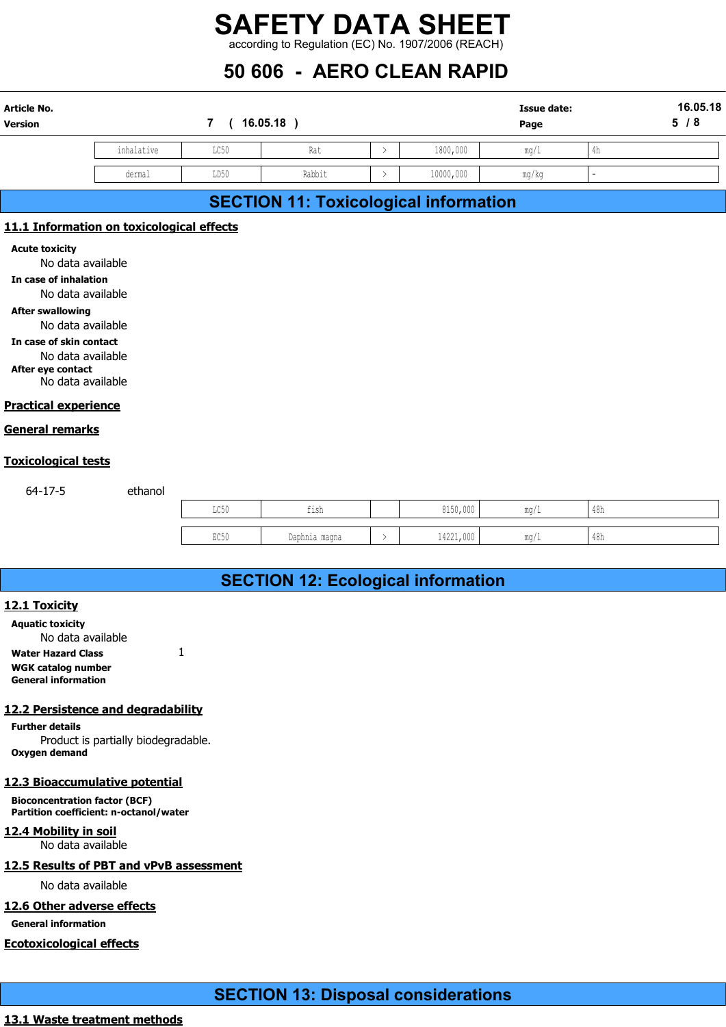| | | | | | | |
|---|---|---|---|---|---|---|
| inhalative | LC50 | Rat | > | 1800,000 | mg/l | 4h |
| dermal | LD50 | Rabbit | > | 10000,000 | mg/kg | - |

# SECTION 11: Toxicological information

## 11.1 Information on toxicological effects

**Acute toxicity**

No data available

**In case of inhalation**

No data available

**After swallowing**

No data available

**In case of skin contact**

No data available

**After eye contact**

No data available

## Practical experience

## General remarks

## Toxicological tests

64-17-5 ethanol

| | | | | | |
|---|---|---|---|---|---|
| LC50 | fish | | 8150,000 | mg/l | 48h |
| EC50 | Daphnia magna | > | 14221,000 | mg/l | 48h |

# SECTION 12: Ecological information

## 12.1 Toxicity

**Aquatic toxicity**

No data available

**Water Hazard Class** 1

**WGK catalog number**

**General information**

## 12.2 Persistence and degradability

**Further details**

Product is partially biodegradable.

**Oxygen demand**

## 12.3 Bioaccumulative potential

**Bioconcentration factor (BCF)**

**Partition coefficient: n-octanol/water**

## 12.4 Mobility in soil

No data available

## 12.5 Results of PBT and vPvB assessment

No data available

## 12.6 Other adverse effects

**General information**

## Ecotoxicological effects

# SECTION 13: Disposal considerations

## 13.1 Waste treatment methods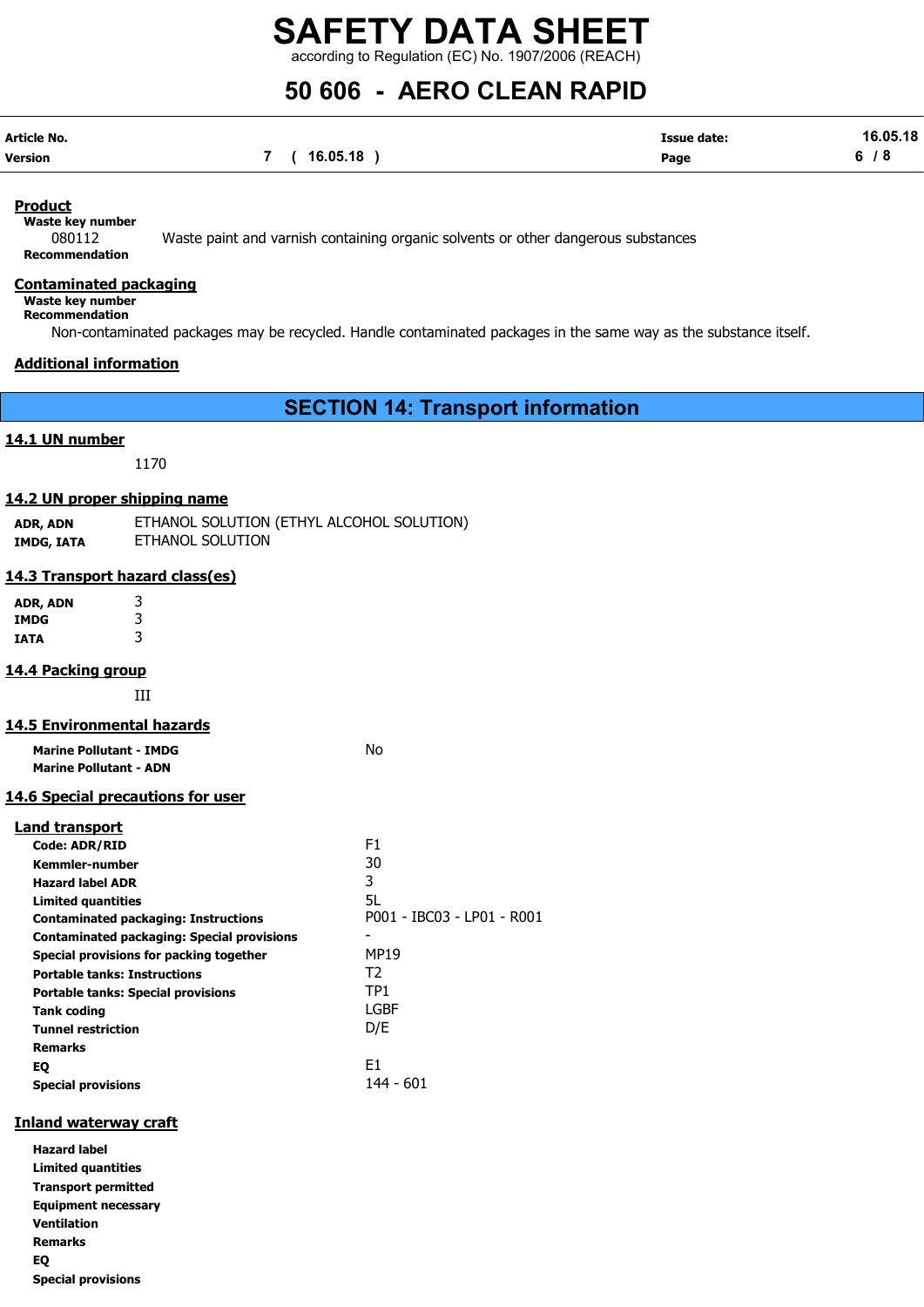### Product

**Waste key number**

080112 Waste paint and varnish containing organic solvents or other dangerous substances

**Recommendation**

### Contaminated packaging

**Waste key number**

**Recommendation**

Non-contaminated packages may be recycled. Handle contaminated packages in the same way as the substance itself.

### Additional information

## SECTION 14: Transport information

### 14.1 UN number

1170

### 14.2 UN proper shipping name

| | |
|---|---|
| **ADR, ADN** | ETHANOL SOLUTION (ETHYL ALCOHOL SOLUTION) |
| **IMDG, IATA** | ETHANOL SOLUTION |

### 14.3 Transport hazard class(es)

| | |
|---|---|
| **ADR, ADN** | 3 |
| **IMDG** | 3 |
| **IATA** | 3 |

### 14.4 Packing group

III

### 14.5 Environmental hazards

| | |
|---|---|
| **Marine Pollutant - IMDG** | No |
| **Marine Pollutant - ADN** | |

### 14.6 Special precautions for user

#### Land transport

| | |
|---|---|
| **Code: ADR/RID** | F1 |
| **Kemmler-number** | 30 |
| **Hazard label ADR** | 3 |
| **Limited quantities** | 5L |
| **Contaminated packaging: Instructions** | P001 - IBC03 - LP01 - R001 |
| **Contaminated packaging: Special provisions** | - |
| **Special provisions for packing together** | MP19 |
| **Portable tanks: Instructions** | T2 |
| **Portable tanks: Special provisions** | TP1 |
| **Tank coding** | LGBF |
| **Tunnel restriction** | D/E |
| **Remarks** | |
| **EQ** | E1 |
| **Special provisions** | 144 - 601 |

#### Inland waterway craft

| | |
|---|---|
| **Hazard label** | |
| **Limited quantities** | |
| **Transport permitted** | |
| **Equipment necessary** | |
| **Ventilation** | |
| **Remarks** | |
| **EQ** | |
| **Special provisions** | |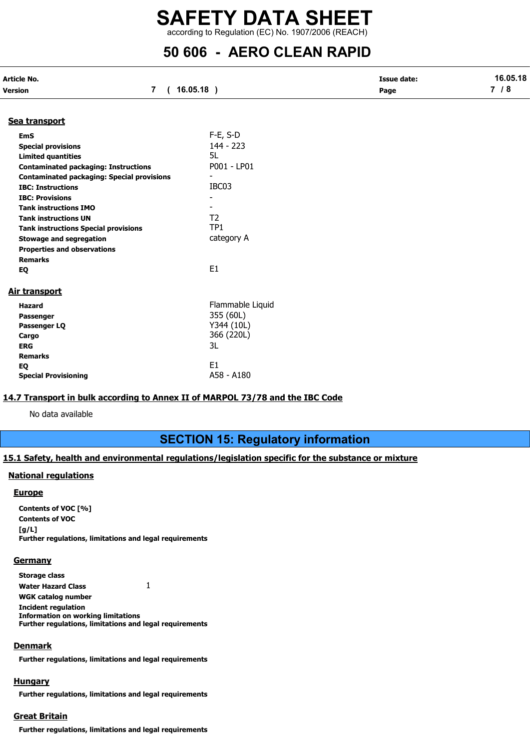#### Sea transport

| | |
|---|---|
| **EmS** | F-E, S-D |
| **Special provisions** | 144 - 223 |
| **Limited quantities** | 5L |
| **Contaminated packaging: Instructions** | P001 - LP01 |
| **Contaminated packaging: Special provisions** | - |
| **IBC: Instructions** | IBC03 |
| **IBC: Provisions** | - |
| **Tank instructions IMO** | - |
| **Tank instructions UN** | T2 |
| **Tank instructions Special provisions** | TP1 |
| **Stowage and segregation** | category A |
| **Properties and observations** | |
| **Remarks** | |
| **EQ** | E1 |

#### Air transport

| | |
|---|---|
| **Hazard** | Flammable Liquid |
| **Passenger** | 355 (60L) |
| **Passenger LQ** | Y344 (10L) |
| **Cargo** | 366 (220L) |
| **ERG** | 3L |
| **Remarks** | |
| **EQ** | E1 |
| **Special Provisioning** | A58 - A180 |

### 14.7 Transport in bulk according to Annex II of MARPOL 73/78 and the IBC Code

No data available

## SECTION 15: Regulatory information

### 15.1 Safety, health and environmental regulations/legislation specific for the substance or mixture

#### National regulations

##### Europe

**Contents of VOC [%]**

**Contents of VOC [g/L]**

**Further regulations, limitations and legal requirements**

##### Germany

**Storage class**

**Water Hazard Class** 1

**WGK catalog number**

**Incident regulation**

**Information on working limitations**

**Further regulations, limitations and legal requirements**

##### Denmark

**Further regulations, limitations and legal requirements**

##### Hungary

**Further regulations, limitations and legal requirements**

##### Great Britain

**Further regulations, limitations and legal requirements**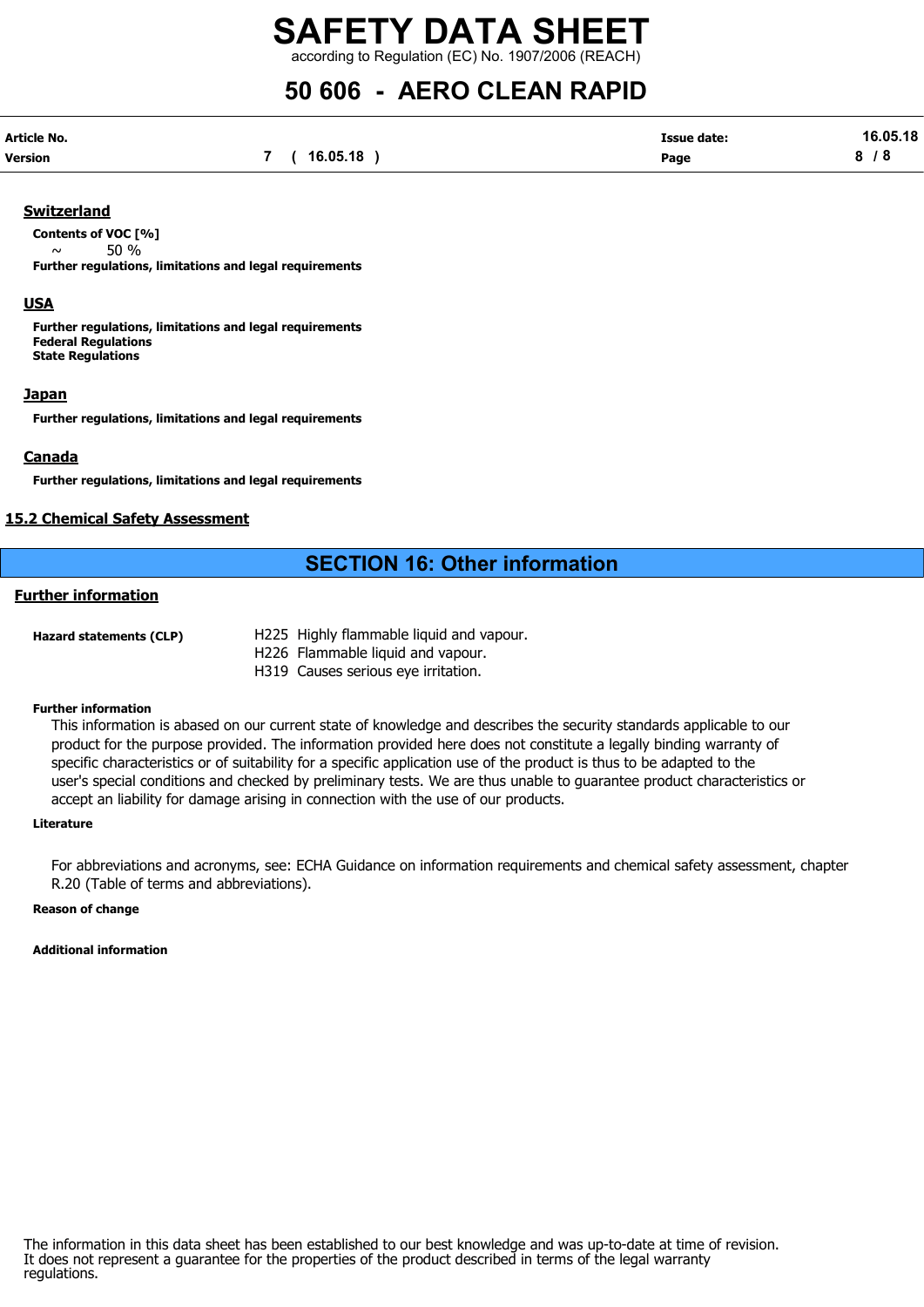**Switzerland**

**Contents of VOC [%]**

~ 50 %

**Further regulations, limitations and legal requirements**

**USA**

**Further regulations, limitations and legal requirements**
**Federal Regulations**
**State Regulations**

**Japan**

**Further regulations, limitations and legal requirements**

**Canada**

**Further regulations, limitations and legal requirements**

## 15.2 Chemical Safety Assessment

# SECTION 16: Other information

## Further information

| | |
|---|---|
| **Hazard statements (CLP)** | H225 Highly flammable liquid and vapour.<br>H226 Flammable liquid and vapour.<br>H319 Causes serious eye irritation. |

**Further information**

This information is abased on our current state of knowledge and describes the security standards applicable to our product for the purpose provided. The information provided here does not constitute a legally binding warranty of specific characteristics or of suitability for a specific application use of the product is thus to be adapted to the user's special conditions and checked by preliminary tests. We are thus unable to guarantee product characteristics or accept an liability for damage arising in connection with the use of our products.

**Literature**

For abbreviations and acronyms, see: ECHA Guidance on information requirements and chemical safety assessment, chapter R.20 (Table of terms and abbreviations).

**Reason of change**

**Additional information**

The information in this data sheet has been established to our best knowledge and was up-to-date at time of revision. It does not represent a guarantee for the properties of the product described in terms of the legal warranty regulations.